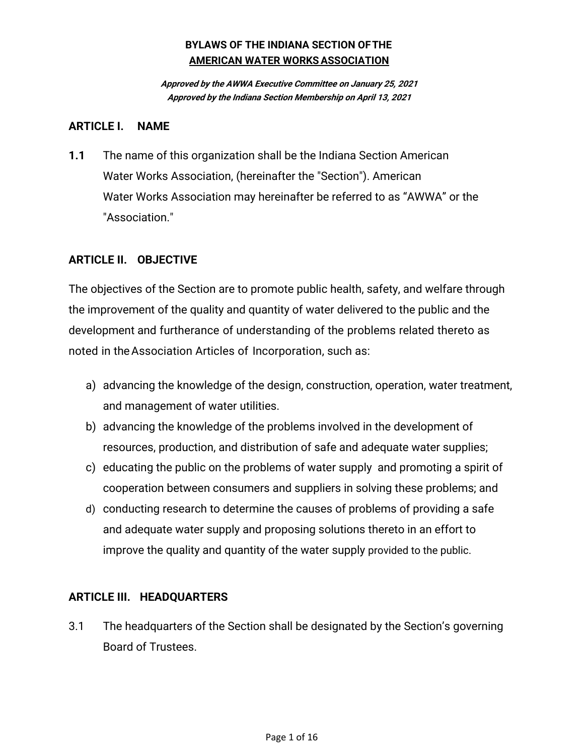# BYLAWS OF THE INDIANA SECTION OF THE AMERICAN WATER WORKS ASSOCIATION

***Approved by the AWWA Executive Committee on January 25, 2021***
***Approved by the Indiana Section Membership on April 13, 2021***

## ARTICLE I. NAME

**1.1** The name of this organization shall be the Indiana Section American Water Works Association, (hereinafter the "Section"). American Water Works Association may hereinafter be referred to as “AWWA” or the "Association."

## ARTICLE II. OBJECTIVE

The objectives of the Section are to promote public health, safety, and welfare through the improvement of the quality and quantity of water delivered to the public and the development and furtherance of understanding of the problems related thereto as noted in the Association Articles of Incorporation, such as:

a) advancing the knowledge of the design, construction, operation, water treatment, and management of water utilities.
b) advancing the knowledge of the problems involved in the development of resources, production, and distribution of safe and adequate water supplies;
c) educating the public on the problems of water supply and promoting a spirit of cooperation between consumers and suppliers in solving these problems; and
d) conducting research to determine the causes of problems of providing a safe and adequate water supply and proposing solutions thereto in an effort to improve the quality and quantity of the water supply provided to the public.

## ARTICLE III. HEADQUARTERS

3.1 The headquarters of the Section shall be designated by the Section’s governing Board of Trustees.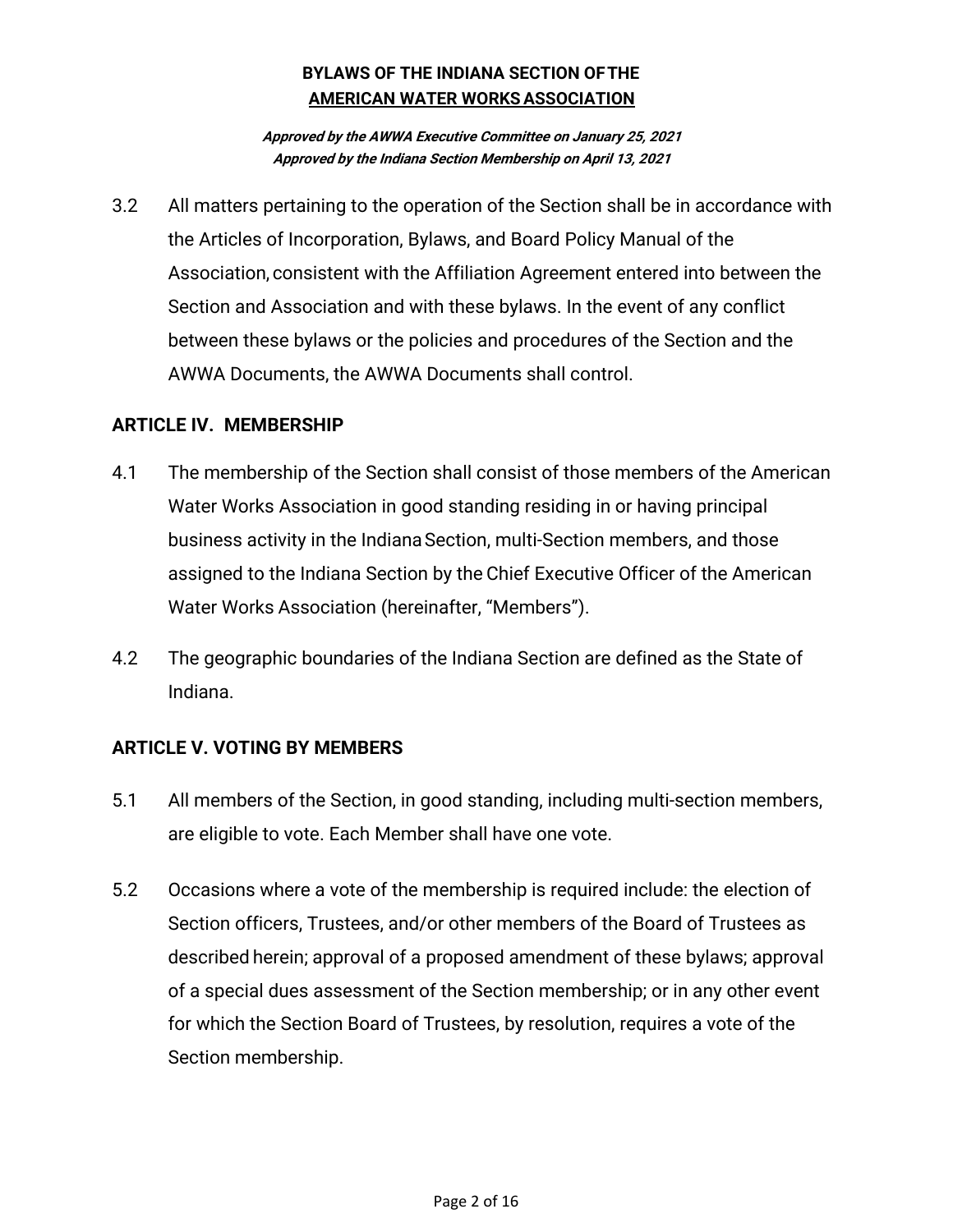3.2 All matters pertaining to the operation of the Section shall be in accordance with the Articles of Incorporation, Bylaws, and Board Policy Manual of the Association, consistent with the Affiliation Agreement entered into between the Section and Association and with these bylaws. In the event of any conflict between these bylaws or the policies and procedures of the Section and the AWWA Documents, the AWWA Documents shall control.

## ARTICLE IV. MEMBERSHIP

4.1 The membership of the Section shall consist of those members of the American Water Works Association in good standing residing in or having principal business activity in the Indiana Section, multi-Section members, and those assigned to the Indiana Section by the Chief Executive Officer of the American Water Works Association (hereinafter, "Members").

4.2 The geographic boundaries of the Indiana Section are defined as the State of Indiana.

## ARTICLE V. VOTING BY MEMBERS

5.1 All members of the Section, in good standing, including multi-section members, are eligible to vote. Each Member shall have one vote.

5.2 Occasions where a vote of the membership is required include: the election of Section officers, Trustees, and/or other members of the Board of Trustees as described herein; approval of a proposed amendment of these bylaws; approval of a special dues assessment of the Section membership; or in any other event for which the Section Board of Trustees, by resolution, requires a vote of the Section membership.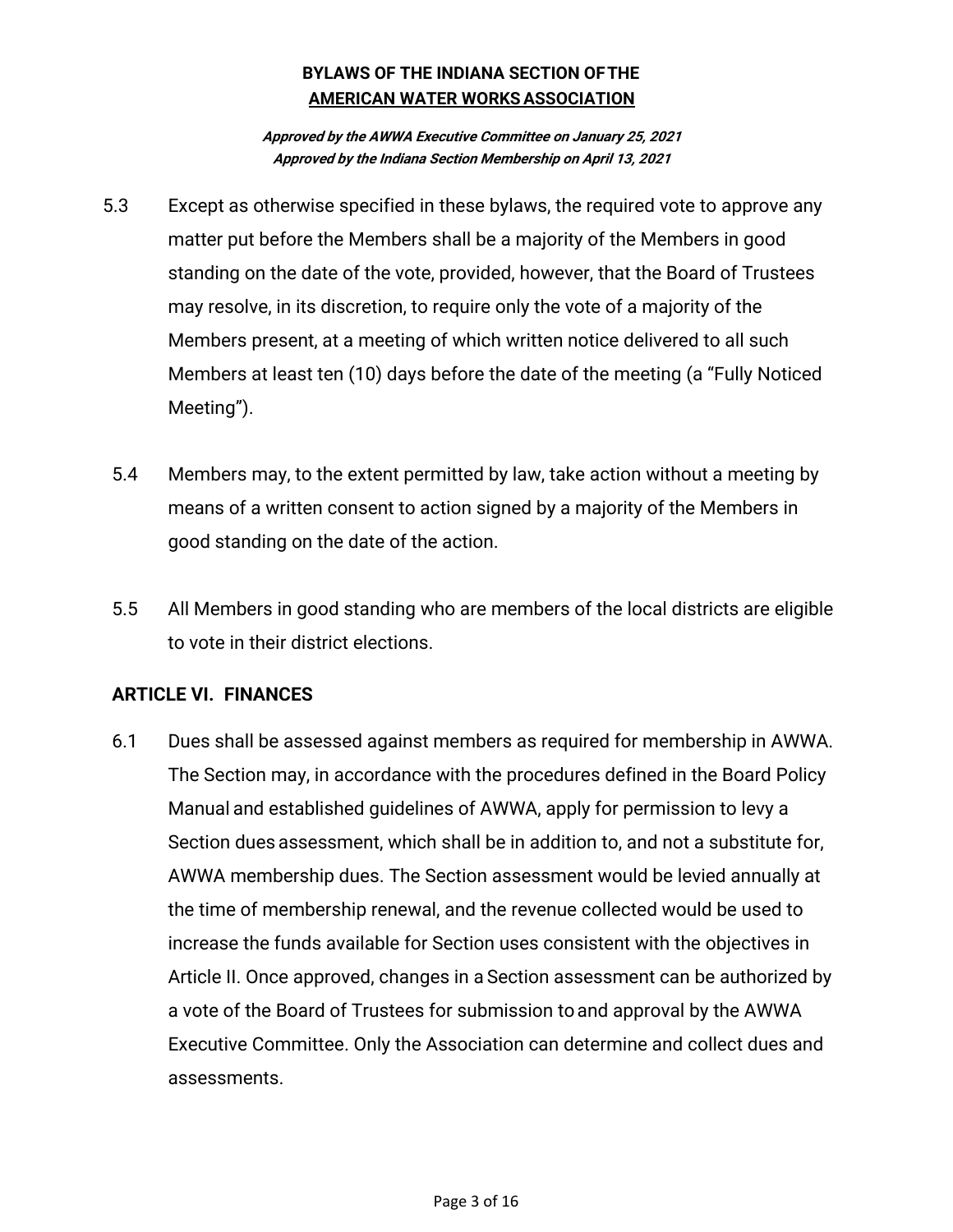**BYLAWS OF THE INDIANA SECTION OF THE AMERICAN WATER WORKS ASSOCIATION**

***Approved by the AWWA Executive Committee on January 25, 2021***
***Approved by the Indiana Section Membership on April 13, 2021***

5.3 Except as otherwise specified in these bylaws, the required vote to approve any matter put before the Members shall be a majority of the Members in good standing on the date of the vote, provided, however, that the Board of Trustees may resolve, in its discretion, to require only the vote of a majority of the Members present, at a meeting of which written notice delivered to all such Members at least ten (10) days before the date of the meeting (a "Fully Noticed Meeting").

5.4 Members may, to the extent permitted by law, take action without a meeting by means of a written consent to action signed by a majority of the Members in good standing on the date of the action.

5.5 All Members in good standing who are members of the local districts are eligible to vote in their district elections.

## ARTICLE VI. FINANCES

6.1 Dues shall be assessed against members as required for membership in AWWA. The Section may, in accordance with the procedures defined in the Board Policy Manual and established guidelines of AWWA, apply for permission to levy a Section dues assessment, which shall be in addition to, and not a substitute for, AWWA membership dues. The Section assessment would be levied annually at the time of membership renewal, and the revenue collected would be used to increase the funds available for Section uses consistent with the objectives in Article II. Once approved, changes in a Section assessment can be authorized by a vote of the Board of Trustees for submission to and approval by the AWWA Executive Committee. Only the Association can determine and collect dues and assessments.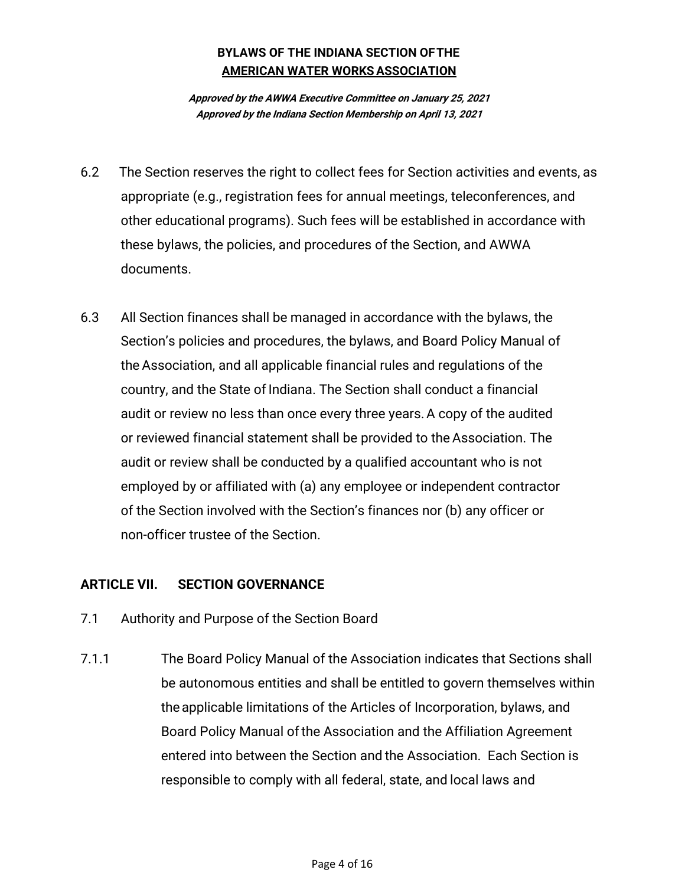6.2 The Section reserves the right to collect fees for Section activities and events, as appropriate (e.g., registration fees for annual meetings, teleconferences, and other educational programs). Such fees will be established in accordance with these bylaws, the policies, and procedures of the Section, and AWWA documents.

6.3 All Section finances shall be managed in accordance with the bylaws, the Section's policies and procedures, the bylaws, and Board Policy Manual of the Association, and all applicable financial rules and regulations of the country, and the State of Indiana. The Section shall conduct a financial audit or review no less than once every three years. A copy of the audited or reviewed financial statement shall be provided to the Association. The audit or review shall be conducted by a qualified accountant who is not employed by or affiliated with (a) any employee or independent contractor of the Section involved with the Section's finances nor (b) any officer or non-officer trustee of the Section.

## ARTICLE VII. SECTION GOVERNANCE

7.1 Authority and Purpose of the Section Board

7.1.1 The Board Policy Manual of the Association indicates that Sections shall be autonomous entities and shall be entitled to govern themselves within the applicable limitations of the Articles of Incorporation, bylaws, and Board Policy Manual of the Association and the Affiliation Agreement entered into between the Section and the Association. Each Section is responsible to comply with all federal, state, and local laws and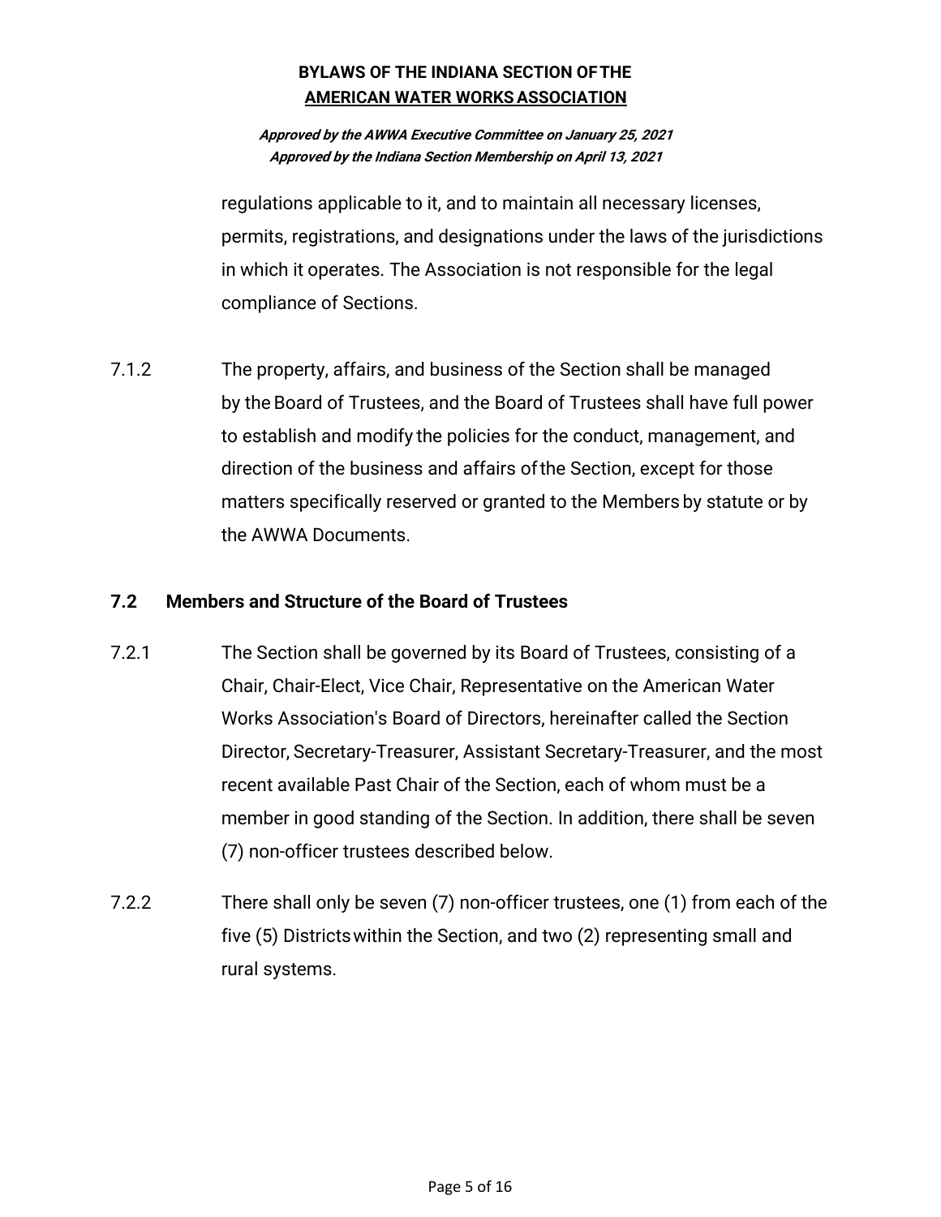regulations applicable to it, and to maintain all necessary licenses, permits, registrations, and designations under the laws of the jurisdictions in which it operates. The Association is not responsible for the legal compliance of Sections.

7.1.2 The property, affairs, and business of the Section shall be managed by the Board of Trustees, and the Board of Trustees shall have full power to establish and modify the policies for the conduct, management, and direction of the business and affairs of the Section, except for those matters specifically reserved or granted to the Members by statute or by the AWWA Documents.

### 7.2 Members and Structure of the Board of Trustees

7.2.1 The Section shall be governed by its Board of Trustees, consisting of a Chair, Chair-Elect, Vice Chair, Representative on the American Water Works Association's Board of Directors, hereinafter called the Section Director, Secretary-Treasurer, Assistant Secretary-Treasurer, and the most recent available Past Chair of the Section, each of whom must be a member in good standing of the Section. In addition, there shall be seven (7) non-officer trustees described below.

7.2.2 There shall only be seven (7) non-officer trustees, one (1) from each of the five (5) Districts within the Section, and two (2) representing small and rural systems.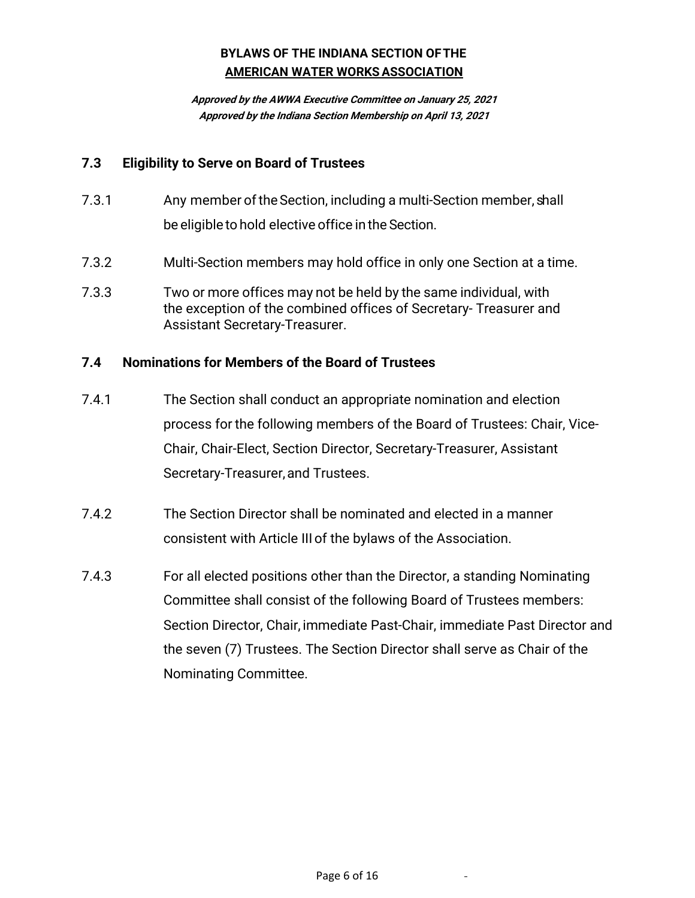**BYLAWS OF THE INDIANA SECTION OF THE**
**AMERICAN WATER WORKS ASSOCIATION**

***Approved by the AWWA Executive Committee on January 25, 2021***
***Approved by the Indiana Section Membership on April 13, 2021***

### 7.3 Eligibility to Serve on Board of Trustees

7.3.1 Any member of the Section, including a multi-Section member, shall be eligible to hold elective office in the Section.

7.3.2 Multi-Section members may hold office in only one Section at a time.

7.3.3 Two or more offices may not be held by the same individual, with the exception of the combined offices of Secretary- Treasurer and Assistant Secretary-Treasurer.

### 7.4 Nominations for Members of the Board of Trustees

7.4.1 The Section shall conduct an appropriate nomination and election process for the following members of the Board of Trustees: Chair, Vice-Chair, Chair-Elect, Section Director, Secretary-Treasurer, Assistant Secretary-Treasurer, and Trustees.

7.4.2 The Section Director shall be nominated and elected in a manner consistent with Article III of the bylaws of the Association.

7.4.3 For all elected positions other than the Director, a standing Nominating Committee shall consist of the following Board of Trustees members: Section Director, Chair, immediate Past-Chair, immediate Past Director and the seven (7) Trustees. The Section Director shall serve as Chair of the Nominating Committee.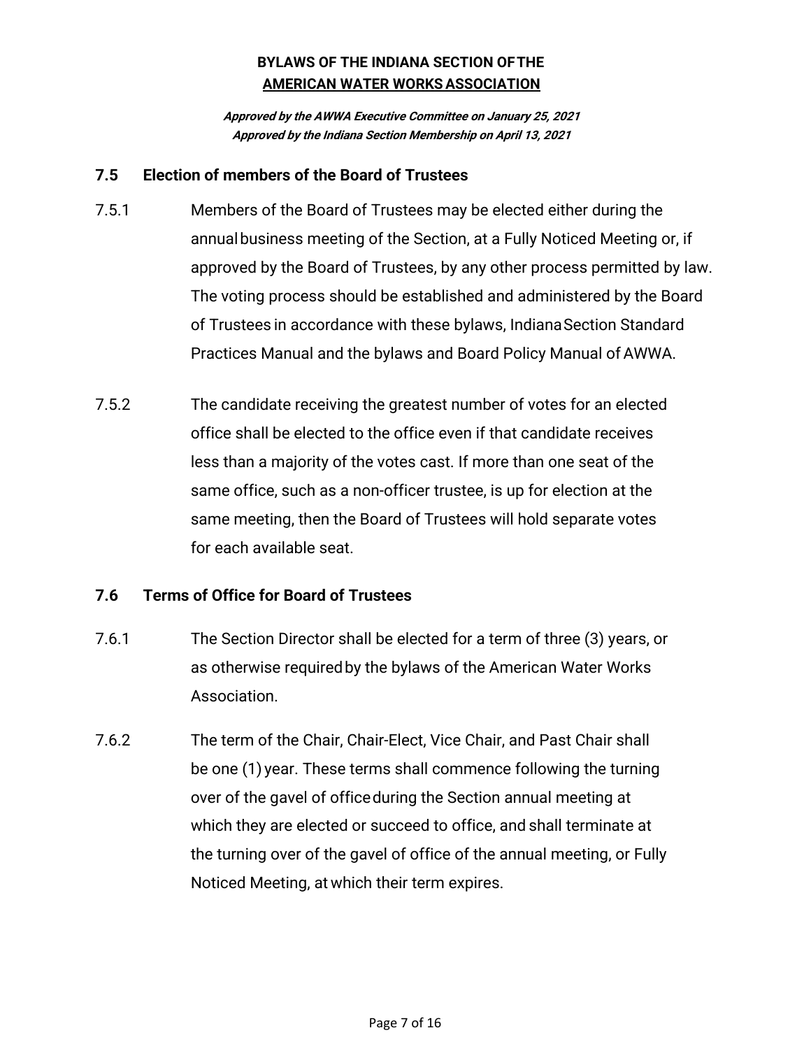**BYLAWS OF THE INDIANA SECTION OF THE**
**AMERICAN WATER WORKS ASSOCIATION**

***Approved by the AWWA Executive Committee on January 25, 2021***
***Approved by the Indiana Section Membership on April 13, 2021***

### 7.5 Election of members of the Board of Trustees

7.5.1 Members of the Board of Trustees may be elected either during the annual business meeting of the Section, at a Fully Noticed Meeting or, if approved by the Board of Trustees, by any other process permitted by law. The voting process should be established and administered by the Board of Trustees in accordance with these bylaws, Indiana Section Standard Practices Manual and the bylaws and Board Policy Manual of AWWA.

7.5.2 The candidate receiving the greatest number of votes for an elected office shall be elected to the office even if that candidate receives less than a majority of the votes cast. If more than one seat of the same office, such as a non-officer trustee, is up for election at the same meeting, then the Board of Trustees will hold separate votes for each available seat.

### 7.6 Terms of Office for Board of Trustees

7.6.1 The Section Director shall be elected for a term of three (3) years, or as otherwise required by the bylaws of the American Water Works Association.

7.6.2 The term of the Chair, Chair-Elect, Vice Chair, and Past Chair shall be one (1) year. These terms shall commence following the turning over of the gavel of office during the Section annual meeting at which they are elected or succeed to office, and shall terminate at the turning over of the gavel of office of the annual meeting, or Fully Noticed Meeting, at which their term expires.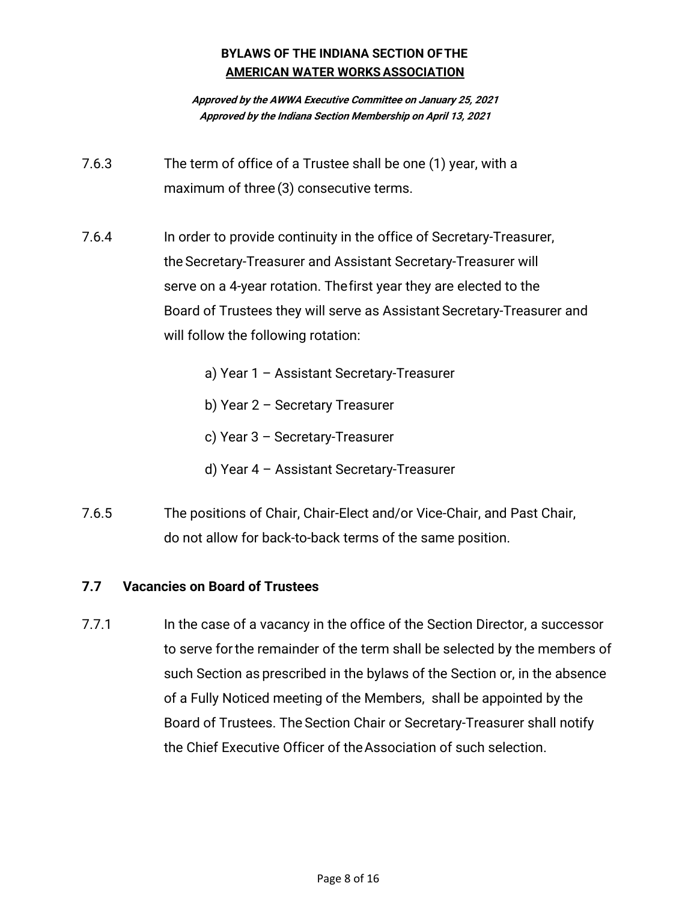7.6.3 The term of office of a Trustee shall be one (1) year, with a maximum of three (3) consecutive terms.

7.6.4 In order to provide continuity in the office of Secretary-Treasurer, the Secretary-Treasurer and Assistant Secretary-Treasurer will serve on a 4-year rotation. The first year they are elected to the Board of Trustees they will serve as Assistant Secretary-Treasurer and will follow the following rotation:

a) Year 1 – Assistant Secretary-Treasurer

b) Year 2 – Secretary Treasurer

c) Year 3 – Secretary-Treasurer

d) Year 4 – Assistant Secretary-Treasurer

7.6.5 The positions of Chair, Chair-Elect and/or Vice-Chair, and Past Chair, do not allow for back-to-back terms of the same position.

### 7.7 Vacancies on Board of Trustees

7.7.1 In the case of a vacancy in the office of the Section Director, a successor to serve for the remainder of the term shall be selected by the members of such Section as prescribed in the bylaws of the Section or, in the absence of a Fully Noticed meeting of the Members, shall be appointed by the Board of Trustees. The Section Chair or Secretary-Treasurer shall notify the Chief Executive Officer of the Association of such selection.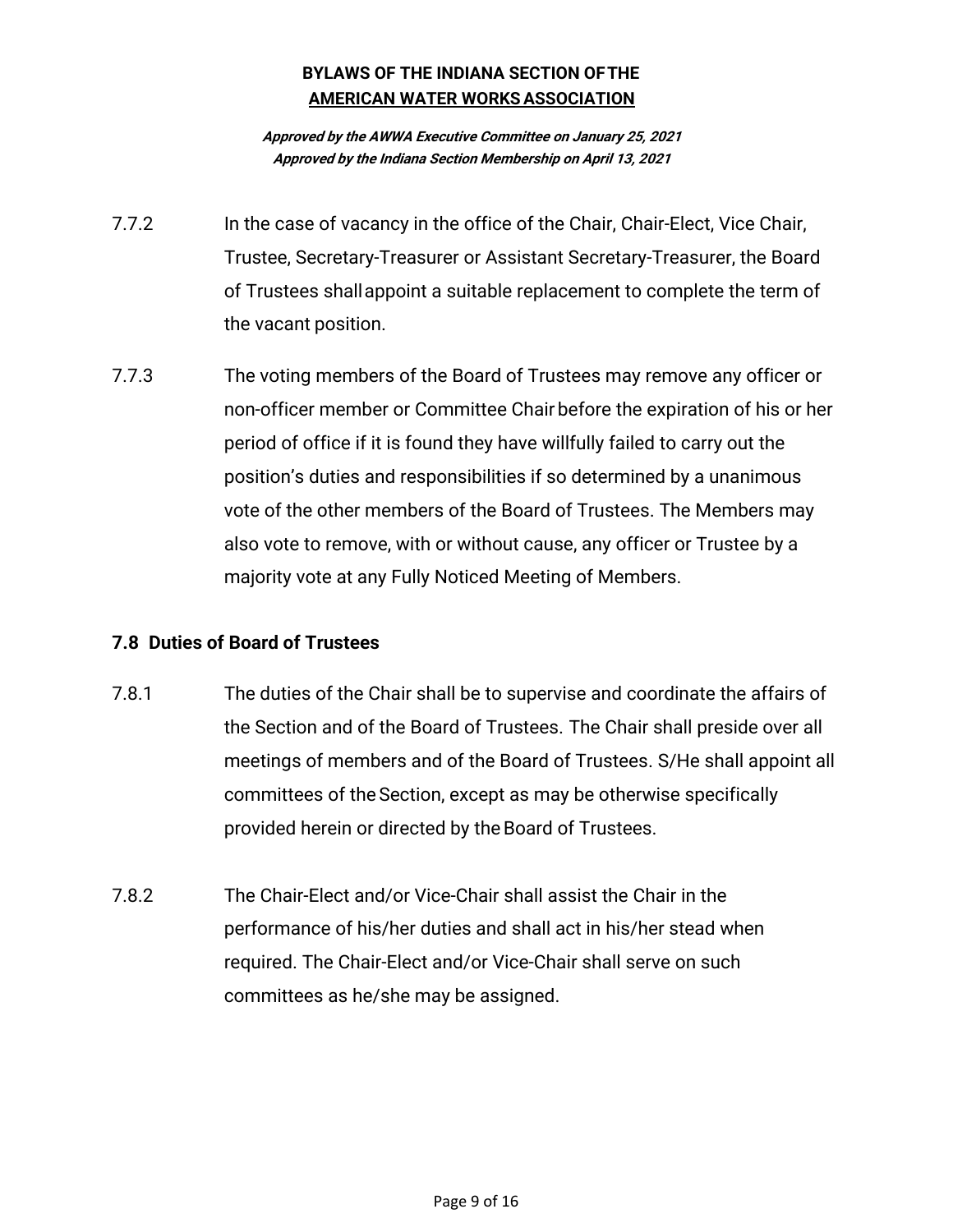7.7.2 In the case of vacancy in the office of the Chair, Chair-Elect, Vice Chair, Trustee, Secretary-Treasurer or Assistant Secretary-Treasurer, the Board of Trustees shall appoint a suitable replacement to complete the term of the vacant position.

7.7.3 The voting members of the Board of Trustees may remove any officer or non-officer member or Committee Chair before the expiration of his or her period of office if it is found they have willfully failed to carry out the position's duties and responsibilities if so determined by a unanimous vote of the other members of the Board of Trustees. The Members may also vote to remove, with or without cause, any officer or Trustee by a majority vote at any Fully Noticed Meeting of Members.

### 7.8 Duties of Board of Trustees

7.8.1 The duties of the Chair shall be to supervise and coordinate the affairs of the Section and of the Board of Trustees. The Chair shall preside over all meetings of members and of the Board of Trustees. S/He shall appoint all committees of the Section, except as may be otherwise specifically provided herein or directed by the Board of Trustees.

7.8.2 The Chair-Elect and/or Vice-Chair shall assist the Chair in the performance of his/her duties and shall act in his/her stead when required. The Chair-Elect and/or Vice-Chair shall serve on such committees as he/she may be assigned.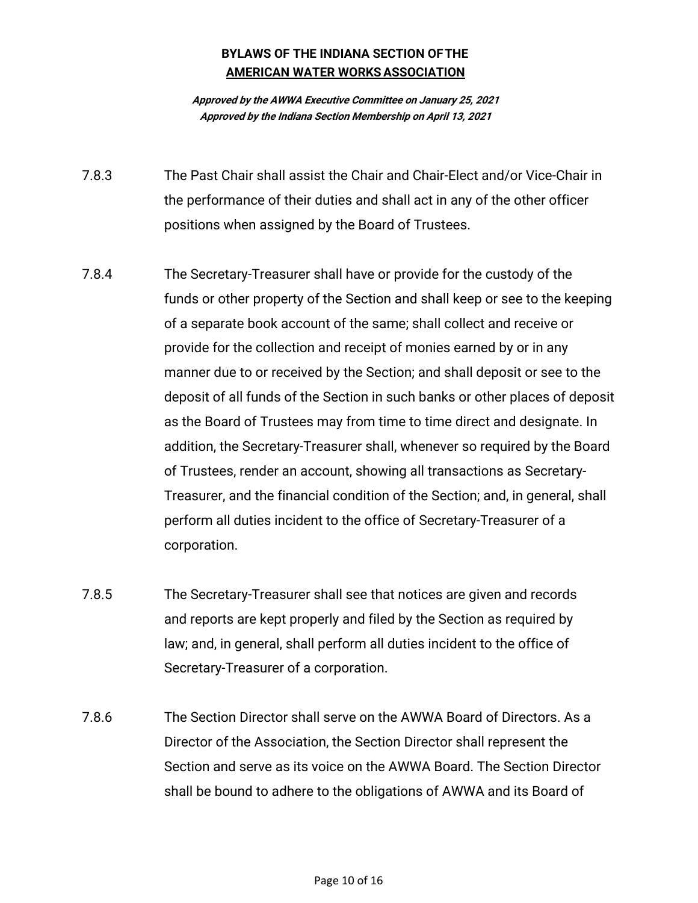**BYLAWS OF THE INDIANA SECTION OF THE**
**AMERICAN WATER WORKS ASSOCIATION**

***Approved by the AWWA Executive Committee on January 25, 2021***
***Approved by the Indiana Section Membership on April 13, 2021***

7.8.3 The Past Chair shall assist the Chair and Chair-Elect and/or Vice-Chair in the performance of their duties and shall act in any of the other officer positions when assigned by the Board of Trustees.

7.8.4 The Secretary-Treasurer shall have or provide for the custody of the funds or other property of the Section and shall keep or see to the keeping of a separate book account of the same; shall collect and receive or provide for the collection and receipt of monies earned by or in any manner due to or received by the Section; and shall deposit or see to the deposit of all funds of the Section in such banks or other places of deposit as the Board of Trustees may from time to time direct and designate. In addition, the Secretary-Treasurer shall, whenever so required by the Board of Trustees, render an account, showing all transactions as Secretary-Treasurer, and the financial condition of the Section; and, in general, shall perform all duties incident to the office of Secretary-Treasurer of a corporation.

7.8.5 The Secretary-Treasurer shall see that notices are given and records and reports are kept properly and filed by the Section as required by law; and, in general, shall perform all duties incident to the office of Secretary-Treasurer of a corporation.

7.8.6 The Section Director shall serve on the AWWA Board of Directors. As a Director of the Association, the Section Director shall represent the Section and serve as its voice on the AWWA Board. The Section Director shall be bound to adhere to the obligations of AWWA and its Board of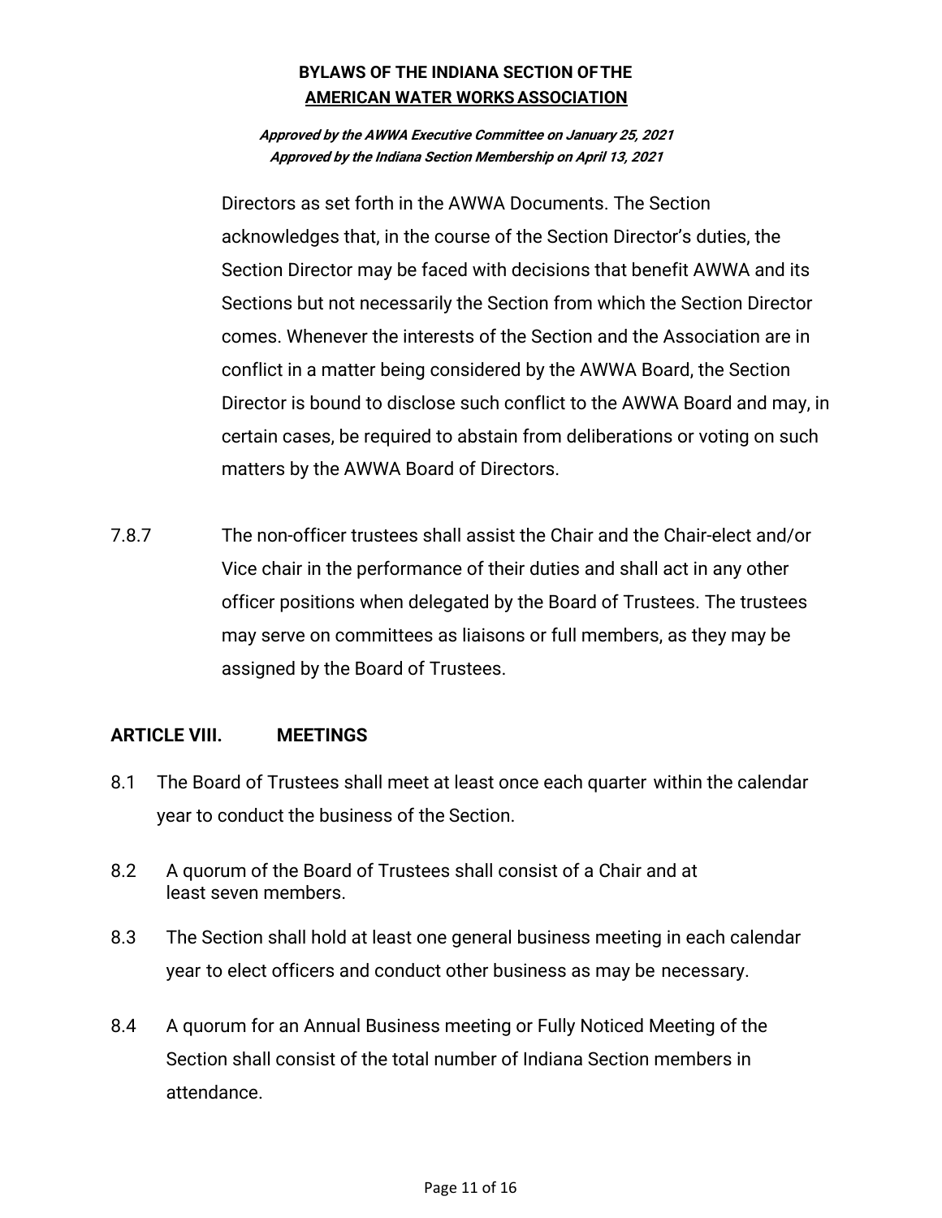Directors as set forth in the AWWA Documents. The Section acknowledges that, in the course of the Section Director's duties, the Section Director may be faced with decisions that benefit AWWA and its Sections but not necessarily the Section from which the Section Director comes. Whenever the interests of the Section and the Association are in conflict in a matter being considered by the AWWA Board, the Section Director is bound to disclose such conflict to the AWWA Board and may, in certain cases, be required to abstain from deliberations or voting on such matters by the AWWA Board of Directors.

7.8.7 The non-officer trustees shall assist the Chair and the Chair-elect and/or Vice chair in the performance of their duties and shall act in any other officer positions when delegated by the Board of Trustees. The trustees may serve on committees as liaisons or full members, as they may be assigned by the Board of Trustees.

## ARTICLE VIII. MEETINGS

8.1 The Board of Trustees shall meet at least once each quarter within the calendar year to conduct the business of the Section.

8.2 A quorum of the Board of Trustees shall consist of a Chair and at least seven members.

8.3 The Section shall hold at least one general business meeting in each calendar year to elect officers and conduct other business as may be necessary.

8.4 A quorum for an Annual Business meeting or Fully Noticed Meeting of the Section shall consist of the total number of Indiana Section members in attendance.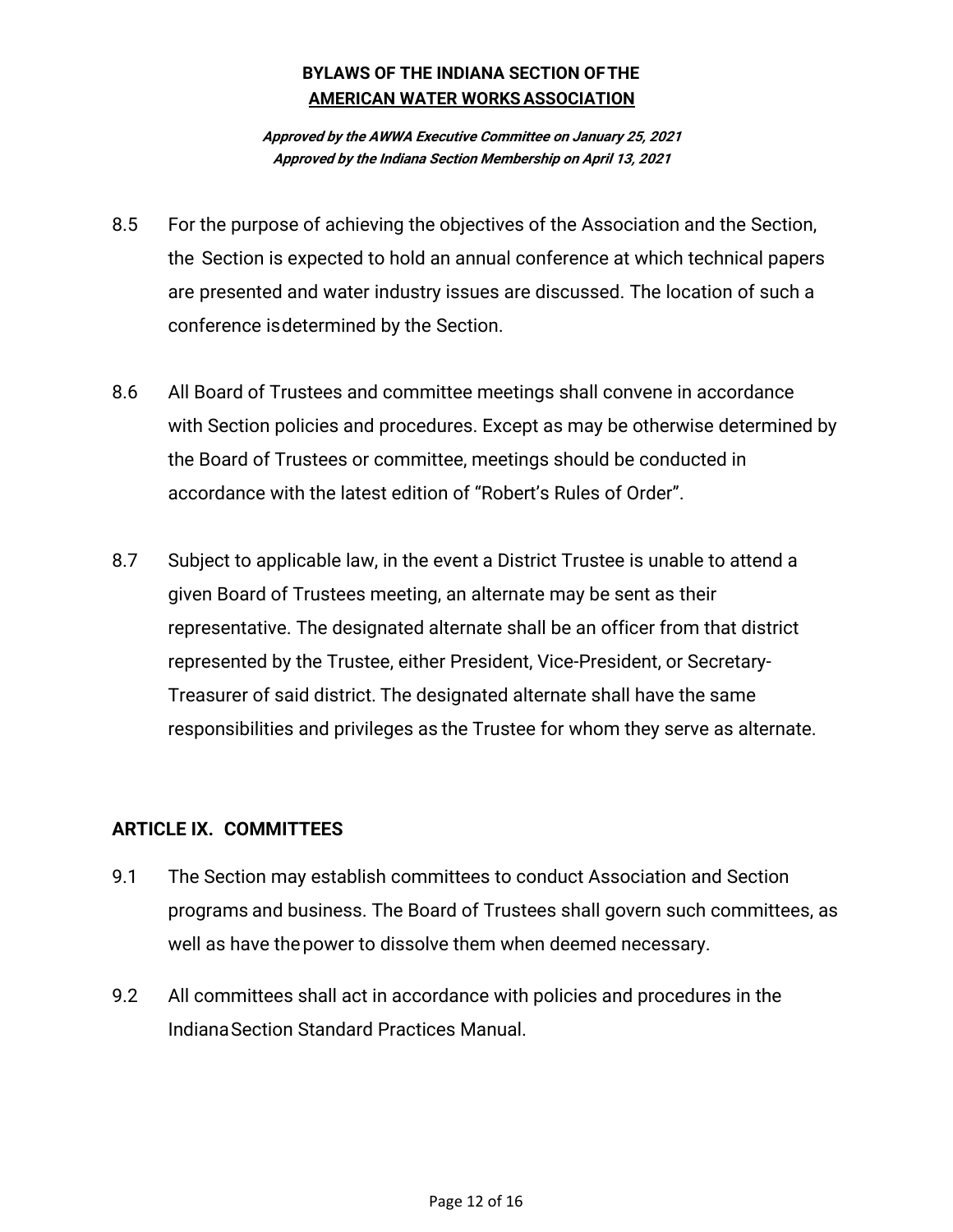8.5 For the purpose of achieving the objectives of the Association and the Section, the Section is expected to hold an annual conference at which technical papers are presented and water industry issues are discussed. The location of such a conference is determined by the Section.

8.6 All Board of Trustees and committee meetings shall convene in accordance with Section policies and procedures. Except as may be otherwise determined by the Board of Trustees or committee, meetings should be conducted in accordance with the latest edition of "Robert's Rules of Order".

8.7 Subject to applicable law, in the event a District Trustee is unable to attend a given Board of Trustees meeting, an alternate may be sent as their representative. The designated alternate shall be an officer from that district represented by the Trustee, either President, Vice-President, or Secretary-Treasurer of said district. The designated alternate shall have the same responsibilities and privileges as the Trustee for whom they serve as alternate.

## ARTICLE IX. COMMITTEES

9.1 The Section may establish committees to conduct Association and Section programs and business. The Board of Trustees shall govern such committees, as well as have the power to dissolve them when deemed necessary.

9.2 All committees shall act in accordance with policies and procedures in the Indiana Section Standard Practices Manual.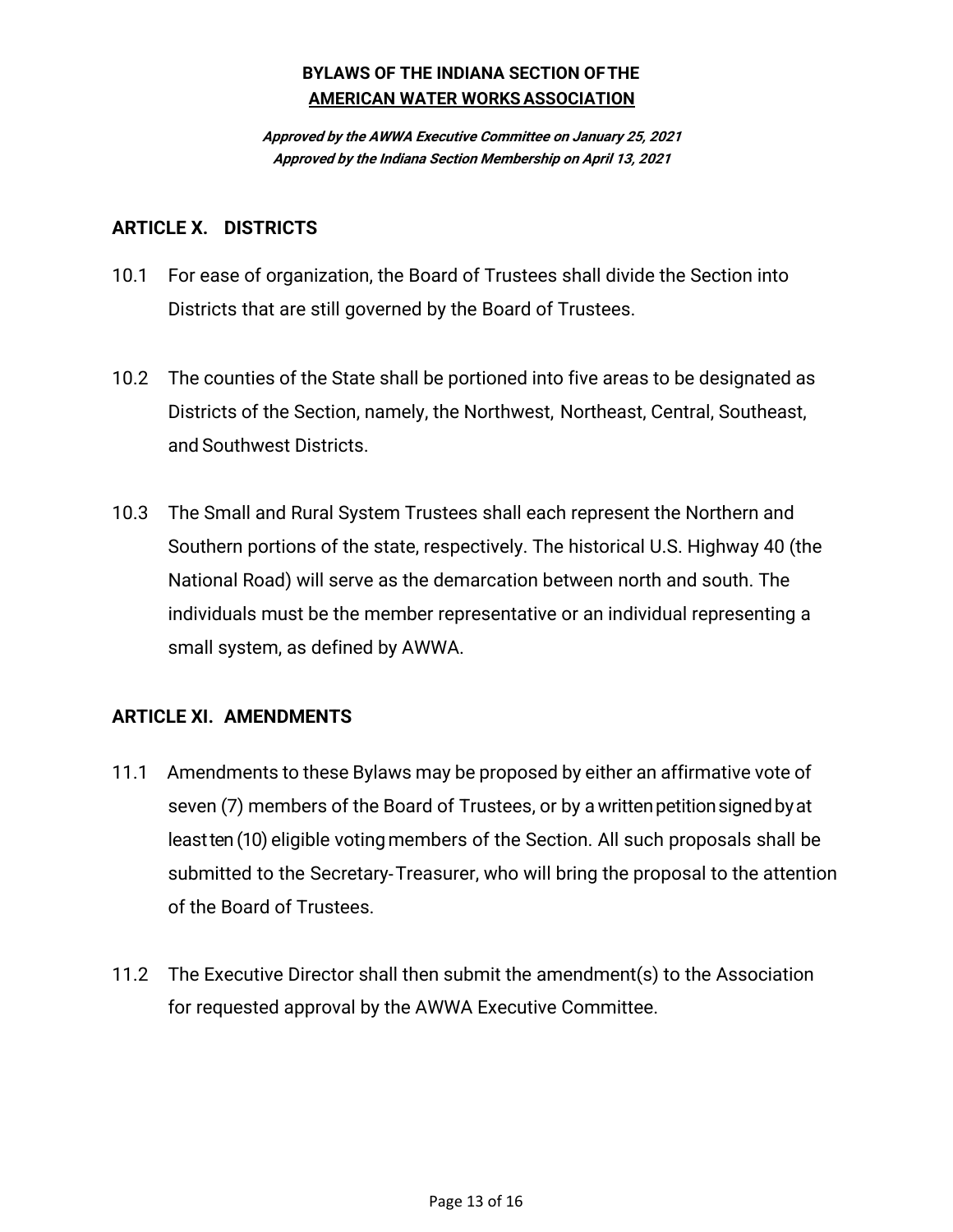**BYLAWS OF THE INDIANA SECTION OF THE**
**AMERICAN WATER WORKS ASSOCIATION**

***Approved by the AWWA Executive Committee on January 25, 2021***
***Approved by the Indiana Section Membership on April 13, 2021***

## ARTICLE X. DISTRICTS

10.1 For ease of organization, the Board of Trustees shall divide the Section into Districts that are still governed by the Board of Trustees.

10.2 The counties of the State shall be portioned into five areas to be designated as Districts of the Section, namely, the Northwest, Northeast, Central, Southeast, and Southwest Districts.

10.3 The Small and Rural System Trustees shall each represent the Northern and Southern portions of the state, respectively. The historical U.S. Highway 40 (the National Road) will serve as the demarcation between north and south. The individuals must be the member representative or an individual representing a small system, as defined by AWWA.

## ARTICLE XI. AMENDMENTS

11.1 Amendments to these Bylaws may be proposed by either an affirmative vote of seven (7) members of the Board of Trustees, or by a written petition signed by at least ten (10) eligible voting members of the Section. All such proposals shall be submitted to the Secretary-Treasurer, who will bring the proposal to the attention of the Board of Trustees.

11.2 The Executive Director shall then submit the amendment(s) to the Association for requested approval by the AWWA Executive Committee.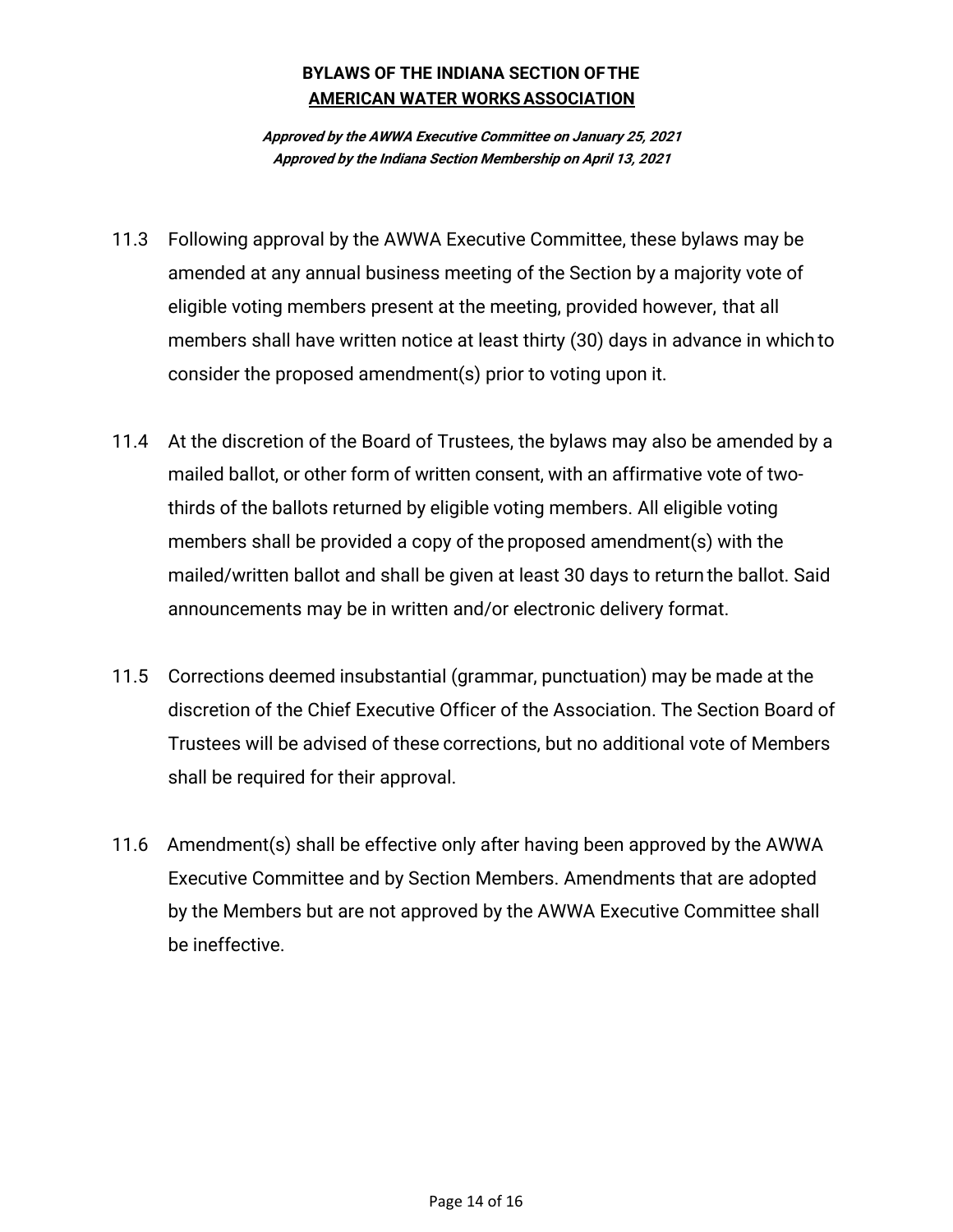11.3 Following approval by the AWWA Executive Committee, these bylaws may be amended at any annual business meeting of the Section by a majority vote of eligible voting members present at the meeting, provided however, that all members shall have written notice at least thirty (30) days in advance in which to consider the proposed amendment(s) prior to voting upon it.

11.4 At the discretion of the Board of Trustees, the bylaws may also be amended by a mailed ballot, or other form of written consent, with an affirmative vote of two-thirds of the ballots returned by eligible voting members. All eligible voting members shall be provided a copy of the proposed amendment(s) with the mailed/written ballot and shall be given at least 30 days to return the ballot. Said announcements may be in written and/or electronic delivery format.

11.5 Corrections deemed insubstantial (grammar, punctuation) may be made at the discretion of the Chief Executive Officer of the Association. The Section Board of Trustees will be advised of these corrections, but no additional vote of Members shall be required for their approval.

11.6 Amendment(s) shall be effective only after having been approved by the AWWA Executive Committee and by Section Members. Amendments that are adopted by the Members but are not approved by the AWWA Executive Committee shall be ineffective.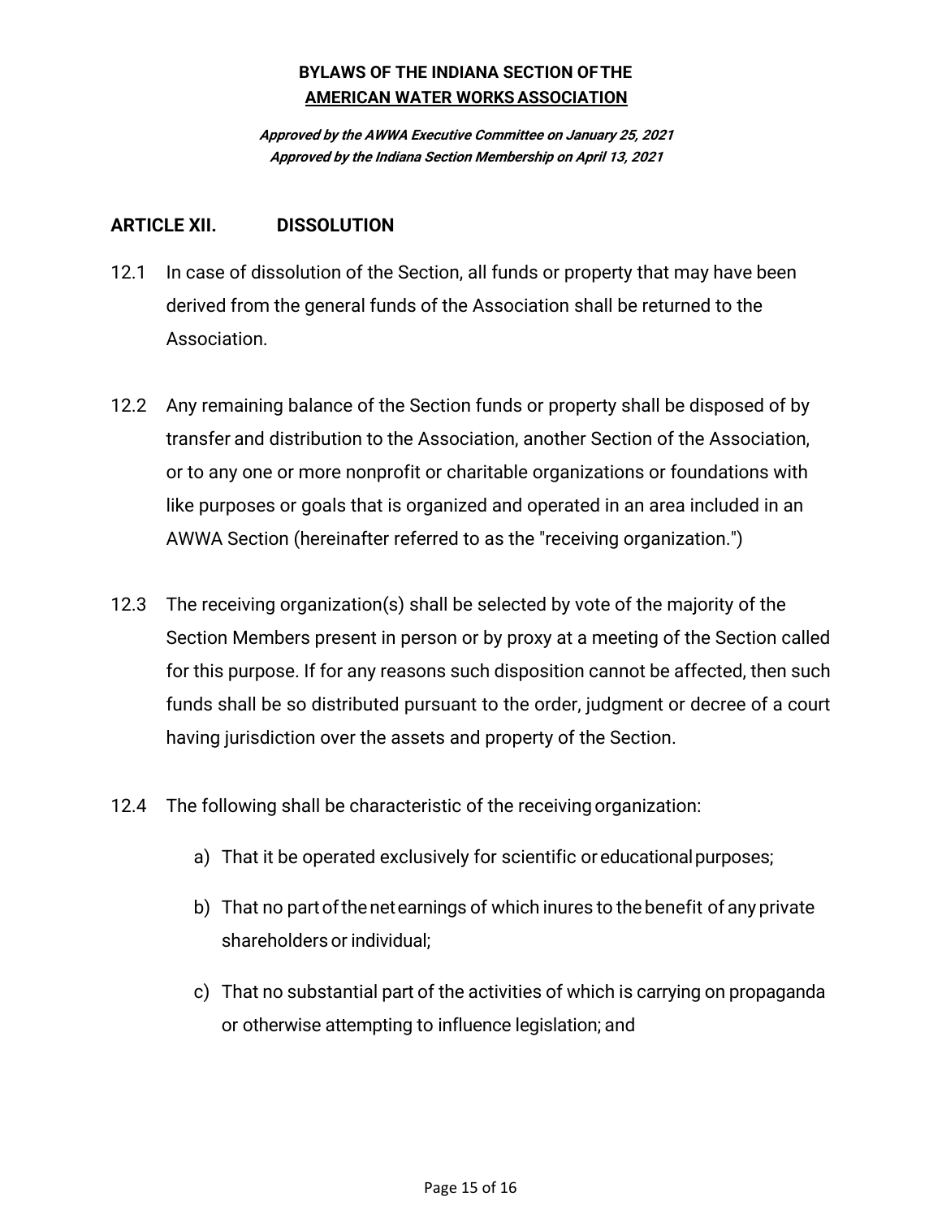**BYLAWS OF THE INDIANA SECTION OF THE**
**AMERICAN WATER WORKS ASSOCIATION**

***Approved by the AWWA Executive Committee on January 25, 2021***
***Approved by the Indiana Section Membership on April 13, 2021***

## ARTICLE XII. DISSOLUTION

12.1 In case of dissolution of the Section, all funds or property that may have been derived from the general funds of the Association shall be returned to the Association.

12.2 Any remaining balance of the Section funds or property shall be disposed of by transfer and distribution to the Association, another Section of the Association, or to any one or more nonprofit or charitable organizations or foundations with like purposes or goals that is organized and operated in an area included in an AWWA Section (hereinafter referred to as the "receiving organization.")

12.3 The receiving organization(s) shall be selected by vote of the majority of the Section Members present in person or by proxy at a meeting of the Section called for this purpose. If for any reasons such disposition cannot be affected, then such funds shall be so distributed pursuant to the order, judgment or decree of a court having jurisdiction over the assets and property of the Section.

12.4 The following shall be characteristic of the receiving organization:

a) That it be operated exclusively for scientific or educational purposes;

b) That no part of the net earnings of which inures to the benefit of any private shareholders or individual;

c) That no substantial part of the activities of which is carrying on propaganda or otherwise attempting to influence legislation; and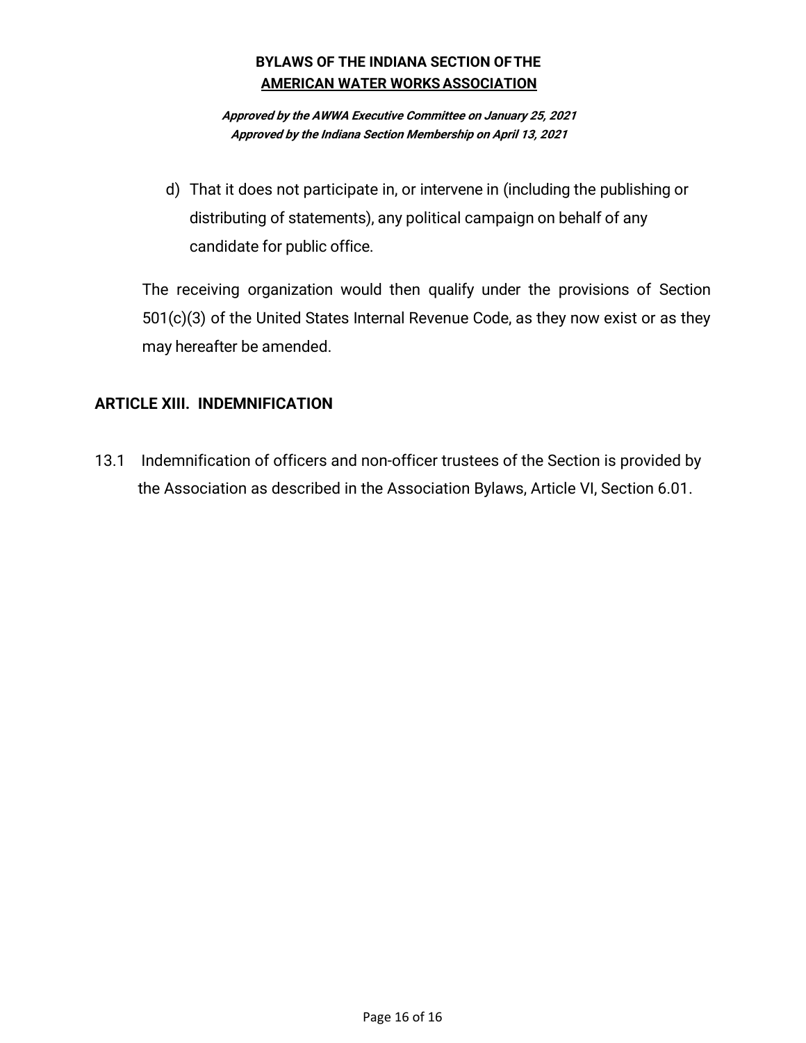d) That it does not participate in, or intervene in (including the publishing or distributing of statements), any political campaign on behalf of any candidate for public office.

The receiving organization would then qualify under the provisions of Section 501(c)(3) of the United States Internal Revenue Code, as they now exist or as they may hereafter be amended.

## ARTICLE XIII. INDEMNIFICATION

13.1 Indemnification of officers and non-officer trustees of the Section is provided by the Association as described in the Association Bylaws, Article VI, Section 6.01.